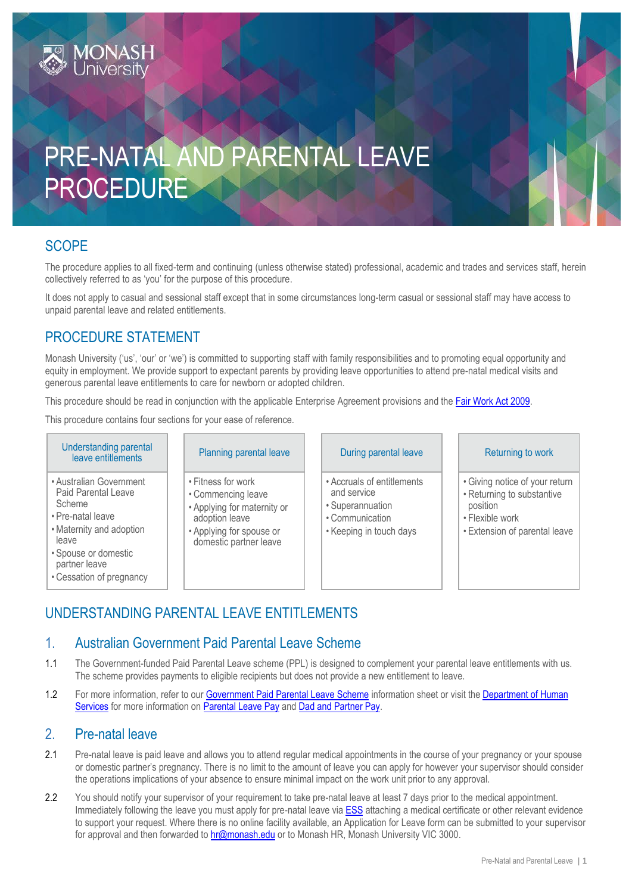# PRE-NATAL AND PARENTAL LEAVE PROCEDURE

## SCOPE

The procedure applies to all fixed-term and continuing (unless otherwise stated) professional, academic and trades and services staff, herein collectively referred to as 'you' for the purpose of this procedure.

It does not apply to casual and sessional staff except that in some circumstances long-term casual or sessional staff may have access to unpaid parental leave and related entitlements.

## PROCEDURE STATEMENT

Monash University ('us', 'our' or 'we') is committed to supporting staff with family responsibilities and to promoting equal opportunity and equity in employment. We provide support to expectant parents by providing leave opportunities to attend pre-natal medical visits and generous parental leave entitlements to care for newborn or adopted children.

This procedure should be read in conjunction with the applicable Enterprise Agreement provisions and the Fair Work Act 2009.

This procedure contains four sections for your ease of reference.

| Understanding parental leave entitlements | Planning parental leave | During parental leave | Returning to work |
|---|---|---|---|
| • Australian Government Paid Parental Leave Scheme<br>• Pre-natal leave<br>• Maternity and adoption leave<br>• Spouse or domestic partner leave<br>• Cessation of pregnancy | • Fitness for work<br>• Commencing leave<br>• Applying for maternity or adoption leave<br>• Applying for spouse or domestic partner leave | • Accruals of entitlements and service<br>• Superannuation<br>• Communication<br>• Keeping in touch days | • Giving notice of your return<br>• Returning to substantive position<br>• Flexible work<br>• Extension of parental leave |

## UNDERSTANDING PARENTAL LEAVE ENTITLEMENTS

### 1. Australian Government Paid Parental Leave Scheme

1.1 The Government-funded Paid Parental Leave scheme (PPL) is designed to complement your parental leave entitlements with us. The scheme provides payments to eligible recipients but does not provide a new entitlement to leave.

1.2 For more information, refer to our Government Paid Parental Leave Scheme information sheet or visit the Department of Human Services for more information on Parental Leave Pay and Dad and Partner Pay.

### 2. Pre-natal leave

2.1 Pre-natal leave is paid leave and allows you to attend regular medical appointments in the course of your pregnancy or your spouse or domestic partner's pregnancy. There is no limit to the amount of leave you can apply for however your supervisor should consider the operations implications of your absence to ensure minimal impact on the work unit prior to any approval.

2.2 You should notify your supervisor of your requirement to take pre-natal leave at least 7 days prior to the medical appointment. Immediately following the leave you must apply for pre-natal leave via ESS attaching a medical certificate or other relevant evidence to support your request. Where there is no online facility available, an Application for Leave form can be submitted to your supervisor for approval and then forwarded to hr@monash.edu or to Monash HR, Monash University VIC 3000.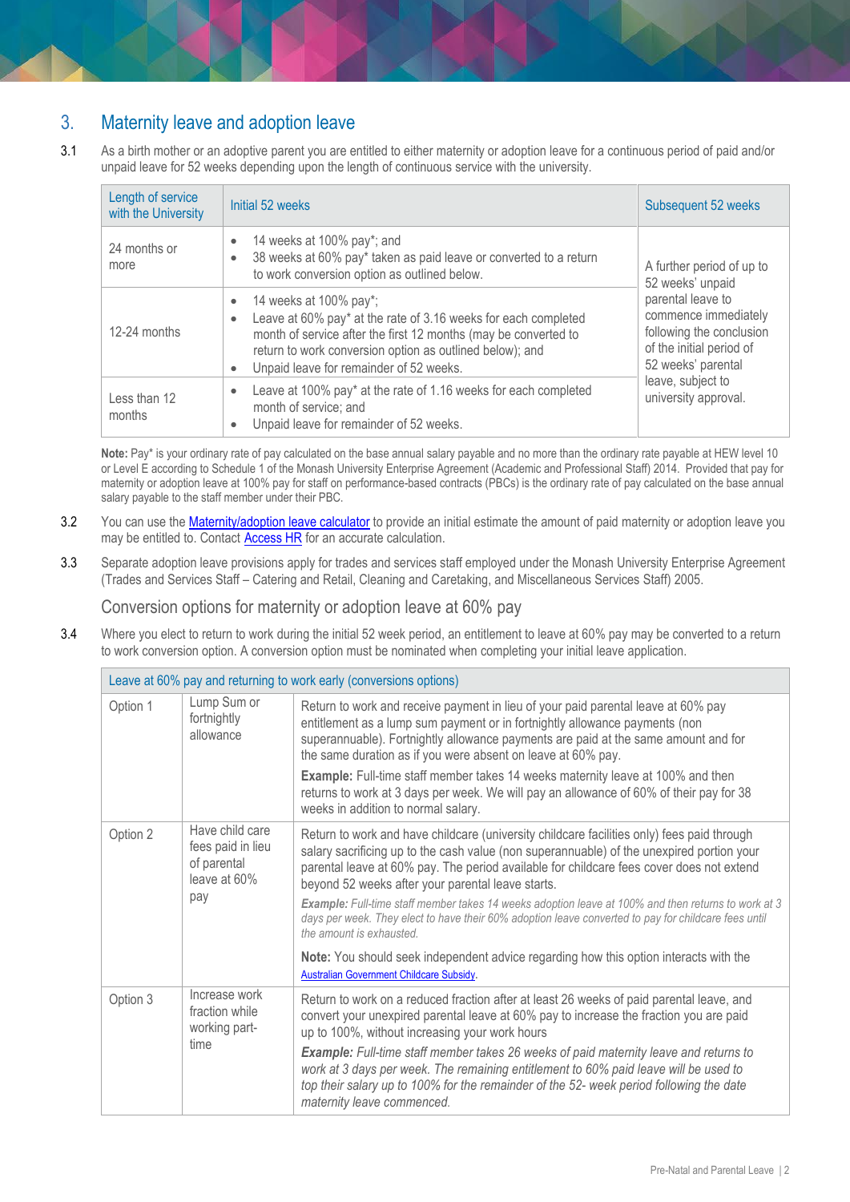## 3. Maternity leave and adoption leave

3.1 As a birth mother or an adoptive parent you are entitled to either maternity or adoption leave for a continuous period of paid and/or unpaid leave for 52 weeks depending upon the length of continuous service with the university.

| Length of service with the University | Initial 52 weeks | Subsequent 52 weeks |
|---|---|---|
| 24 months or more | • 14 weeks at 100% pay*; and<br>• 38 weeks at 60% pay* taken as paid leave or converted to a return to work conversion option as outlined below. | A further period of up to 52 weeks' unpaid parental leave to commence immediately following the conclusion of the initial period of 52 weeks' parental leave, subject to university approval. |
| 12-24 months | • 14 weeks at 100% pay*;<br>• Leave at 60% pay* at the rate of 3.16 weeks for each completed month of service after the first 12 months (may be converted to return to work conversion option as outlined below); and<br>• Unpaid leave for remainder of 52 weeks. | |
| Less than 12 months | • Leave at 100% pay* at the rate of 1.16 weeks for each completed month of service; and<br>• Unpaid leave for remainder of 52 weeks. | |

**Note:** Pay* is your ordinary rate of pay calculated on the base annual salary payable and no more than the ordinary rate payable at HEW level 10 or Level E according to Schedule 1 of the Monash University Enterprise Agreement (Academic and Professional Staff) 2014. Provided that pay for maternity or adoption leave at 100% pay for staff on performance-based contracts (PBCs) is the ordinary rate of pay calculated on the base annual salary payable to the staff member under their PBC.

3.2 You can use the Maternity/adoption leave calculator to provide an initial estimate the amount of paid maternity or adoption leave you may be entitled to. Contact Access HR for an accurate calculation.

3.3 Separate adoption leave provisions apply for trades and services staff employed under the Monash University Enterprise Agreement (Trades and Services Staff – Catering and Retail, Cleaning and Caretaking, and Miscellaneous Services Staff) 2005.

### Conversion options for maternity or adoption leave at 60% pay

3.4 Where you elect to return to work during the initial 52 week period, an entitlement to leave at 60% pay may be converted to a return to work conversion option. A conversion option must be nominated when completing your initial leave application.

| Leave at 60% pay and returning to work early (conversions options) | | |
|---|---|---|
| Option 1 | Lump Sum or fortnightly allowance | Return to work and receive payment in lieu of your paid parental leave at 60% pay entitlement as a lump sum payment or in fortnightly allowance payments (non superannuable). Fortnightly allowance payments are paid at the same amount and for the same duration as if you were absent on leave at 60% pay.<br><br>**Example:** Full-time staff member takes 14 weeks maternity leave at 100% and then returns to work at 3 days per week. We will pay an allowance of 60% of their pay for 38 weeks in addition to normal salary. |
| Option 2 | Have child care fees paid in lieu of parental leave at 60% pay | Return to work and have childcare (university childcare facilities only) fees paid through salary sacrificing up to the cash value (non superannuable) of the unexpired portion your parental leave at 60% pay. The period available for childcare fees cover does not extend beyond 52 weeks after your parental leave starts.<br><br>***Example:*** *Full-time staff member takes 14 weeks adoption leave at 100% and then returns to work at 3 days per week. They elect to have their 60% adoption leave converted to pay for childcare fees until the amount is exhausted.*<br><br>**Note:** You should seek independent advice regarding how this option interacts with the Australian Government Childcare Subsidy. |
| Option 3 | Increase work fraction while working part-time | Return to work on a reduced fraction after at least 26 weeks of paid parental leave, and convert your unexpired parental leave at 60% pay to increase the fraction you are paid up to 100%, without increasing your work hours<br><br>***Example:*** *Full-time staff member takes 26 weeks of paid maternity leave and returns to work at 3 days per week. The remaining entitlement to 60% paid leave will be used to top their salary up to 100% for the remainder of the 52- week period following the date maternity leave commenced.* |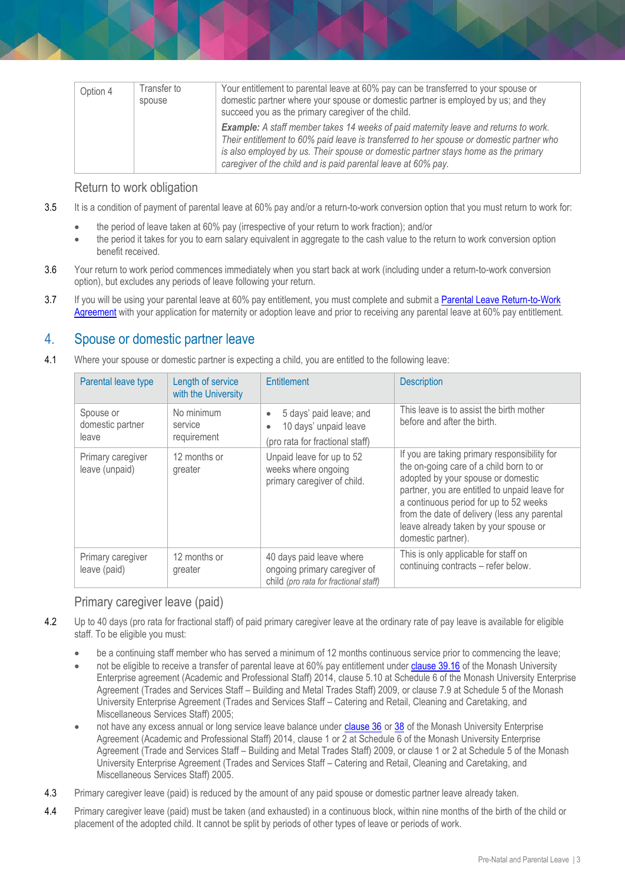| Option 4 | Transfer to spouse | Your entitlement to parental leave at 60% pay can be transferred to your spouse or domestic partner where your spouse or domestic partner is employed by us; and they succeed you as the primary caregiver of the child.<br><br>***Example:*** *A staff member takes 14 weeks of paid maternity leave and returns to work. Their entitlement to 60% paid leave is transferred to her spouse or domestic partner who is also employed by us. Their spouse or domestic partner stays home as the primary caregiver of the child and is paid parental leave at 60% pay.* |
|---|---|---|

### Return to work obligation

3.5 It is a condition of payment of parental leave at 60% pay and/or a return-to-work conversion option that you must return to work for:

- the period of leave taken at 60% pay (irrespective of your return to work fraction); and/or
- the period it takes for you to earn salary equivalent in aggregate to the cash value to the return to work conversion option benefit received.

3.6 Your return to work period commences immediately when you start back at work (including under a return-to-work conversion option), but excludes any periods of leave following your return.

3.7 If you will be using your parental leave at 60% pay entitlement, you must complete and submit a Parental Leave Return-to-Work Agreement with your application for maternity or adoption leave and prior to receiving any parental leave at 60% pay entitlement.

## 4. Spouse or domestic partner leave

4.1 Where your spouse or domestic partner is expecting a child, you are entitled to the following leave:

| Parental leave type | Length of service with the University | Entitlement | Description |
|---|---|---|---|
| Spouse or domestic partner leave | No minimum service requirement | • 5 days' paid leave; and<br>• 10 days' unpaid leave<br>(pro rata for fractional staff) | This leave is to assist the birth mother before and after the birth. |
| Primary caregiver leave (unpaid) | 12 months or greater | Unpaid leave for up to 52 weeks where ongoing primary caregiver of child. | If you are taking primary responsibility for the on-going care of a child born to or adopted by your spouse or domestic partner, you are entitled to unpaid leave for a continuous period for up to 52 weeks from the date of delivery (less any parental leave already taken by your spouse or domestic partner). |
| Primary caregiver leave (paid) | 12 months or greater | 40 days paid leave where ongoing primary caregiver of child *(pro rata for fractional staff)* | This is only applicable for staff on continuing contracts – refer below. |

### Primary caregiver leave (paid)

4.2 Up to 40 days (pro rata for fractional staff) of paid primary caregiver leave at the ordinary rate of pay leave is available for eligible staff. To be eligible you must:

- be a continuing staff member who has served a minimum of 12 months continuous service prior to commencing the leave;
- not be eligible to receive a transfer of parental leave at 60% pay entitlement under clause 39.16 of the Monash University Enterprise agreement (Academic and Professional Staff) 2014, clause 5.10 at Schedule 6 of the Monash University Enterprise Agreement (Trades and Services Staff – Building and Metal Trades Staff) 2009, or clause 7.9 at Schedule 5 of the Monash University Enterprise Agreement (Trades and Services Staff – Catering and Retail, Cleaning and Caretaking, and Miscellaneous Services Staff) 2005;
- not have any excess annual or long service leave balance under clause 36 or 38 of the Monash University Enterprise Agreement (Academic and Professional Staff) 2014, clause 1 or 2 at Schedule 6 of the Monash University Enterprise Agreement (Trade and Services Staff – Building and Metal Trades Staff) 2009, or clause 1 or 2 at Schedule 5 of the Monash University Enterprise Agreement (Trades and Services Staff – Catering and Retail, Cleaning and Caretaking, and Miscellaneous Services Staff) 2005.

4.3 Primary caregiver leave (paid) is reduced by the amount of any paid spouse or domestic partner leave already taken.

4.4 Primary caregiver leave (paid) must be taken (and exhausted) in a continuous block, within nine months of the birth of the child or placement of the adopted child. It cannot be split by periods of other types of leave or periods of work.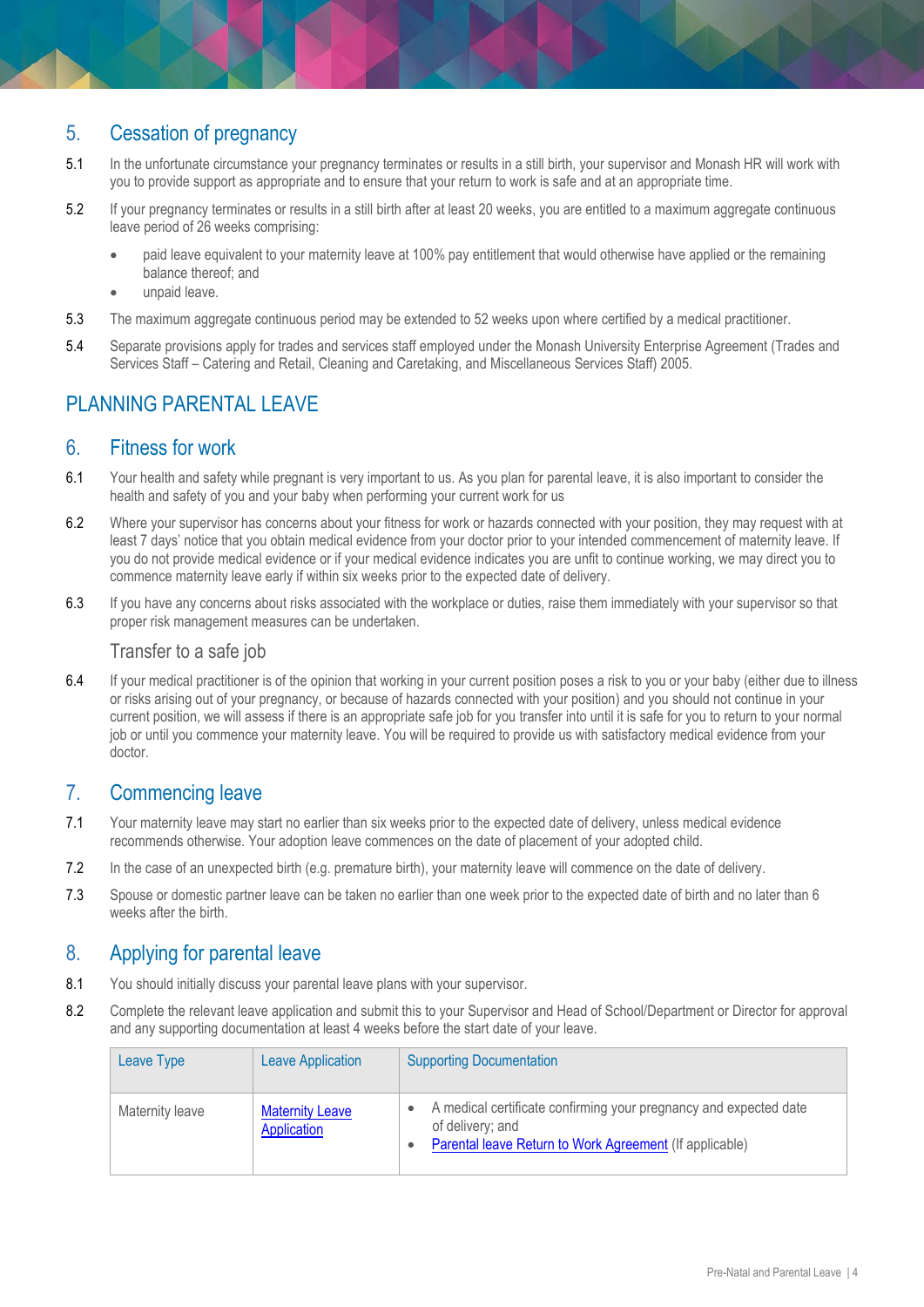## 5. Cessation of pregnancy

5.1 In the unfortunate circumstance your pregnancy terminates or results in a still birth, your supervisor and Monash HR will work with you to provide support as appropriate and to ensure that your return to work is safe and at an appropriate time.

5.2 If your pregnancy terminates or results in a still birth after at least 20 weeks, you are entitled to a maximum aggregate continuous leave period of 26 weeks comprising:

- paid leave equivalent to your maternity leave at 100% pay entitlement that would otherwise have applied or the remaining balance thereof; and
- unpaid leave.

5.3 The maximum aggregate continuous period may be extended to 52 weeks upon where certified by a medical practitioner.

5.4 Separate provisions apply for trades and services staff employed under the Monash University Enterprise Agreement (Trades and Services Staff – Catering and Retail, Cleaning and Caretaking, and Miscellaneous Services Staff) 2005.

# PLANNING PARENTAL LEAVE

## 6. Fitness for work

6.1 Your health and safety while pregnant is very important to us. As you plan for parental leave, it is also important to consider the health and safety of you and your baby when performing your current work for us

6.2 Where your supervisor has concerns about your fitness for work or hazards connected with your position, they may request with at least 7 days' notice that you obtain medical evidence from your doctor prior to your intended commencement of maternity leave. If you do not provide medical evidence or if your medical evidence indicates you are unfit to continue working, we may direct you to commence maternity leave early if within six weeks prior to the expected date of delivery.

6.3 If you have any concerns about risks associated with the workplace or duties, raise them immediately with your supervisor so that proper risk management measures can be undertaken.

### Transfer to a safe job

6.4 If your medical practitioner is of the opinion that working in your current position poses a risk to you or your baby (either due to illness or risks arising out of your pregnancy, or because of hazards connected with your position) and you should not continue in your current position, we will assess if there is an appropriate safe job for you transfer into until it is safe for you to return to your normal job or until you commence your maternity leave. You will be required to provide us with satisfactory medical evidence from your doctor.

## 7. Commencing leave

7.1 Your maternity leave may start no earlier than six weeks prior to the expected date of delivery, unless medical evidence recommends otherwise. Your adoption leave commences on the date of placement of your adopted child.

7.2 In the case of an unexpected birth (e.g. premature birth), your maternity leave will commence on the date of delivery.

7.3 Spouse or domestic partner leave can be taken no earlier than one week prior to the expected date of birth and no later than 6 weeks after the birth.

## 8. Applying for parental leave

8.1 You should initially discuss your parental leave plans with your supervisor.

8.2 Complete the relevant leave application and submit this to your Supervisor and Head of School/Department or Director for approval and any supporting documentation at least 4 weeks before the start date of your leave.

| Leave Type | Leave Application | Supporting Documentation |
|---|---|---|
| Maternity leave | Maternity Leave Application | • A medical certificate confirming your pregnancy and expected date of delivery; and<br>• Parental leave Return to Work Agreement (If applicable) |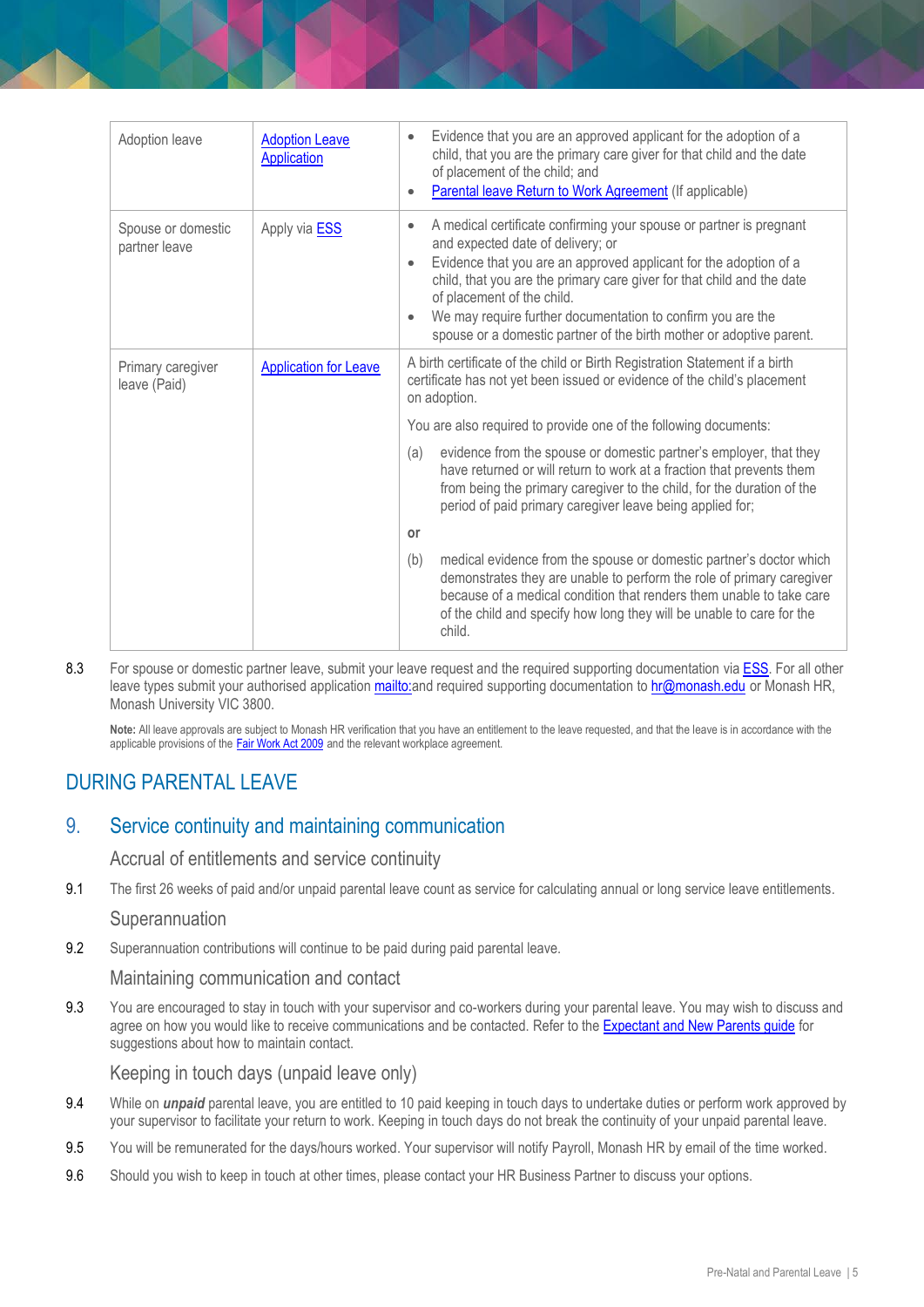| | | |
|---|---|---|
| Adoption leave | Adoption Leave Application | • Evidence that you are an approved applicant for the adoption of a child, that you are the primary care giver for that child and the date of placement of the child; and<br>• Parental leave Return to Work Agreement (If applicable) |
| Spouse or domestic partner leave | Apply via ESS | • A medical certificate confirming your spouse or partner is pregnant and expected date of delivery; or<br>• Evidence that you are an approved applicant for the adoption of a child, that you are the primary care giver for that child and the date of placement of the child.<br>• We may require further documentation to confirm you are the spouse or a domestic partner of the birth mother or adoptive parent. |
| Primary caregiver leave (Paid) | Application for Leave | A birth certificate of the child or Birth Registration Statement if a birth certificate has not yet been issued or evidence of the child's placement on adoption.<br><br>You are also required to provide one of the following documents:<br><br>(a) evidence from the spouse or domestic partner's employer, that they have returned or will return to work at a fraction that prevents them from being the primary caregiver to the child, for the duration of the period of paid primary caregiver leave being applied for;<br><br>**or**<br><br>(b) medical evidence from the spouse or domestic partner's doctor which demonstrates they are unable to perform the role of primary caregiver because of a medical condition that renders them unable to take care of the child and specify how long they will be unable to care for the child. |

8.3 For spouse or domestic partner leave, submit your leave request and the required supporting documentation via ESS. For all other leave types submit your authorised application mailto:and required supporting documentation to hr@monash.edu or Monash HR, Monash University VIC 3800.

**Note:** All leave approvals are subject to Monash HR verification that you have an entitlement to the leave requested, and that the leave is in accordance with the applicable provisions of the Fair Work Act 2009 and the relevant workplace agreement.

# DURING PARENTAL LEAVE

## 9. Service continuity and maintaining communication

### Accrual of entitlements and service continuity

9.1 The first 26 weeks of paid and/or unpaid parental leave count as service for calculating annual or long service leave entitlements.

### Superannuation

9.2 Superannuation contributions will continue to be paid during paid parental leave.

### Maintaining communication and contact

9.3 You are encouraged to stay in touch with your supervisor and co-workers during your parental leave. You may wish to discuss and agree on how you would like to receive communications and be contacted. Refer to the Expectant and New Parents guide for suggestions about how to maintain contact.

### Keeping in touch days (unpaid leave only)

9.4 While on ***unpaid*** parental leave, you are entitled to 10 paid keeping in touch days to undertake duties or perform work approved by your supervisor to facilitate your return to work. Keeping in touch days do not break the continuity of your unpaid parental leave.

9.5 You will be remunerated for the days/hours worked. Your supervisor will notify Payroll, Monash HR by email of the time worked.

9.6 Should you wish to keep in touch at other times, please contact your HR Business Partner to discuss your options.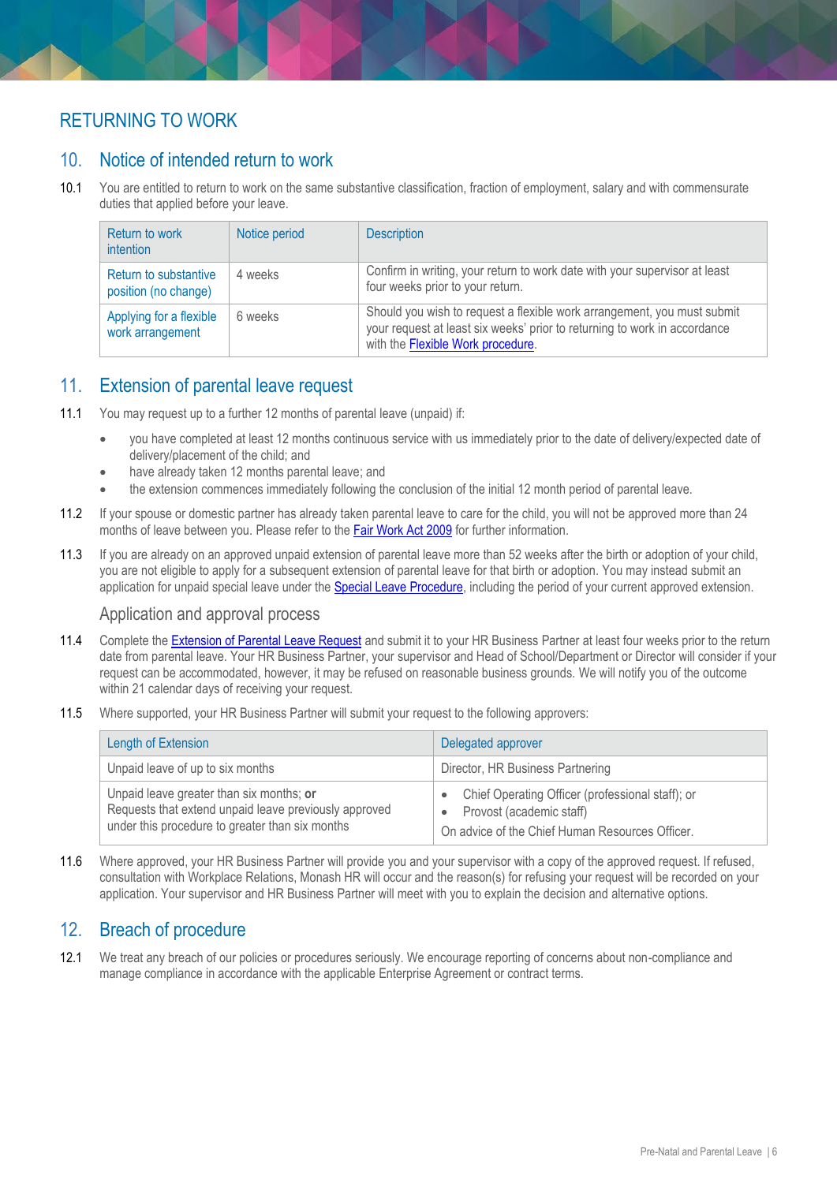# RETURNING TO WORK

## 10. Notice of intended return to work

10.1 You are entitled to return to work on the same substantive classification, fraction of employment, salary and with commensurate duties that applied before your leave.

| Return to work intention | Notice period | Description |
|---|---|---|
| Return to substantive position (no change) | 4 weeks | Confirm in writing, your return to work date with your supervisor at least four weeks prior to your return. |
| Applying for a flexible work arrangement | 6 weeks | Should you wish to request a flexible work arrangement, you must submit your request at least six weeks' prior to returning to work in accordance with the Flexible Work procedure. |

## 11. Extension of parental leave request

11.1 You may request up to a further 12 months of parental leave (unpaid) if:

- you have completed at least 12 months continuous service with us immediately prior to the date of delivery/expected date of delivery/placement of the child; and
- have already taken 12 months parental leave; and
- the extension commences immediately following the conclusion of the initial 12 month period of parental leave.

11.2 If your spouse or domestic partner has already taken parental leave to care for the child, you will not be approved more than 24 months of leave between you. Please refer to the Fair Work Act 2009 for further information.

11.3 If you are already on an approved unpaid extension of parental leave more than 52 weeks after the birth or adoption of your child, you are not eligible to apply for a subsequent extension of parental leave for that birth or adoption. You may instead submit an application for unpaid special leave under the Special Leave Procedure, including the period of your current approved extension.

### Application and approval process

11.4 Complete the Extension of Parental Leave Request and submit it to your HR Business Partner at least four weeks prior to the return date from parental leave. Your HR Business Partner, your supervisor and Head of School/Department or Director will consider if your request can be accommodated, however, it may be refused on reasonable business grounds. We will notify you of the outcome within 21 calendar days of receiving your request.

11.5 Where supported, your HR Business Partner will submit your request to the following approvers:

| Length of Extension | Delegated approver |
|---|---|
| Unpaid leave of up to six months | Director, HR Business Partnering |
| Unpaid leave greater than six months; **or**<br>Requests that extend unpaid leave previously approved under this procedure to greater than six months | • Chief Operating Officer (professional staff); or<br>• Provost (academic staff)<br>On advice of the Chief Human Resources Officer. |

11.6 Where approved, your HR Business Partner will provide you and your supervisor with a copy of the approved request. If refused, consultation with Workplace Relations, Monash HR will occur and the reason(s) for refusing your request will be recorded on your application. Your supervisor and HR Business Partner will meet with you to explain the decision and alternative options.

## 12. Breach of procedure

12.1 We treat any breach of our policies or procedures seriously. We encourage reporting of concerns about non-compliance and manage compliance in accordance with the applicable Enterprise Agreement or contract terms.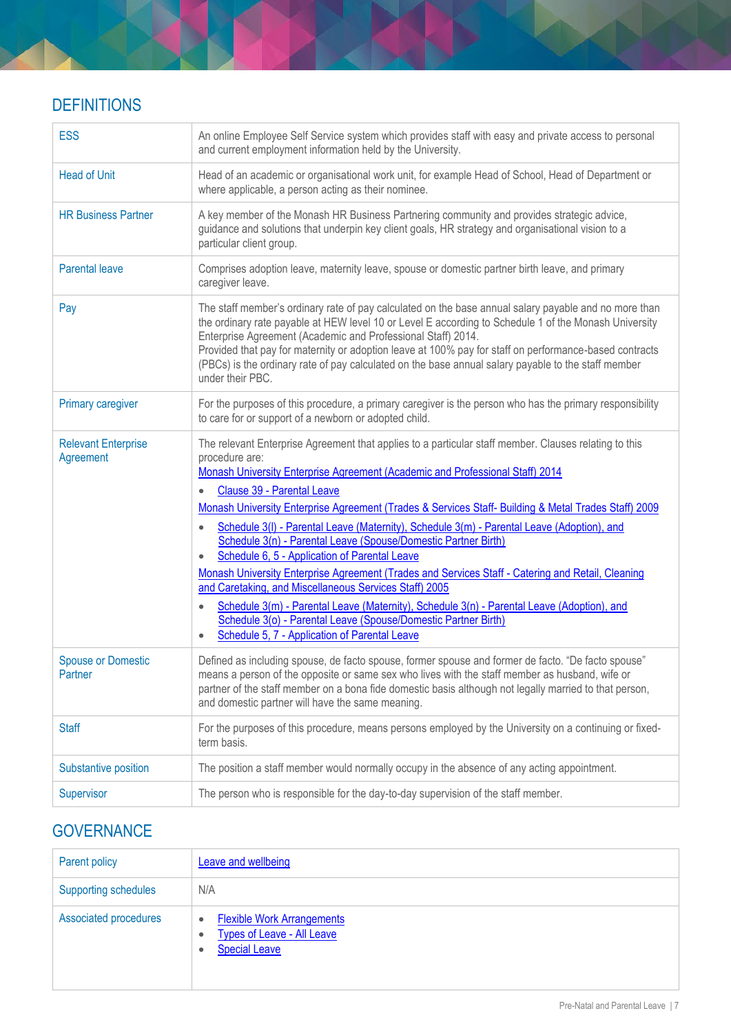## DEFINITIONS

| | |
|---|---|
| ESS | An online Employee Self Service system which provides staff with easy and private access to personal and current employment information held by the University. |
| Head of Unit | Head of an academic or organisational work unit, for example Head of School, Head of Department or where applicable, a person acting as their nominee. |
| HR Business Partner | A key member of the Monash HR Business Partnering community and provides strategic advice, guidance and solutions that underpin key client goals, HR strategy and organisational vision to a particular client group. |
| Parental leave | Comprises adoption leave, maternity leave, spouse or domestic partner birth leave, and primary caregiver leave. |
| Pay | The staff member's ordinary rate of pay calculated on the base annual salary payable and no more than the ordinary rate payable at HEW level 10 or Level E according to Schedule 1 of the Monash University Enterprise Agreement (Academic and Professional Staff) 2014. Provided that pay for maternity or adoption leave at 100% pay for staff on performance-based contracts (PBCs) is the ordinary rate of pay calculated on the base annual salary payable to the staff member under their PBC. |
| Primary caregiver | For the purposes of this procedure, a primary caregiver is the person who has the primary responsibility to care for or support of a newborn or adopted child. |
| Relevant Enterprise Agreement | The relevant Enterprise Agreement that applies to a particular staff member. Clauses relating to this procedure are: Monash University Enterprise Agreement (Academic and Professional Staff) 2014 <br>• Clause 39 - Parental Leave <br>Monash University Enterprise Agreement (Trades & Services Staff- Building & Metal Trades Staff) 2009 <br>• Schedule 3(l) - Parental Leave (Maternity), Schedule 3(m) - Parental Leave (Adoption), and Schedule 3(n) - Parental Leave (Spouse/Domestic Partner Birth) <br>• Schedule 6, 5 - Application of Parental Leave <br>Monash University Enterprise Agreement (Trades and Services Staff - Catering and Retail, Cleaning and Caretaking, and Miscellaneous Services Staff) 2005 <br>• Schedule 3(m) - Parental Leave (Maternity), Schedule 3(n) - Parental Leave (Adoption), and Schedule 3(o) - Parental Leave (Spouse/Domestic Partner Birth) <br>• Schedule 5, 7 - Application of Parental Leave |
| Spouse or Domestic Partner | Defined as including spouse, de facto spouse, former spouse and former de facto. "De facto spouse" means a person of the opposite or same sex who lives with the staff member as husband, wife or partner of the staff member on a bona fide domestic basis although not legally married to that person, and domestic partner will have the same meaning. |
| Staff | For the purposes of this procedure, means persons employed by the University on a continuing or fixed-term basis. |
| Substantive position | The position a staff member would normally occupy in the absence of any acting appointment. |
| Supervisor | The person who is responsible for the day-to-day supervision of the staff member. |

## GOVERNANCE

| | |
|---|---|
| Parent policy | Leave and wellbeing |
| Supporting schedules | N/A |
| Associated procedures | • Flexible Work Arrangements <br>• Types of Leave - All Leave <br>• Special Leave |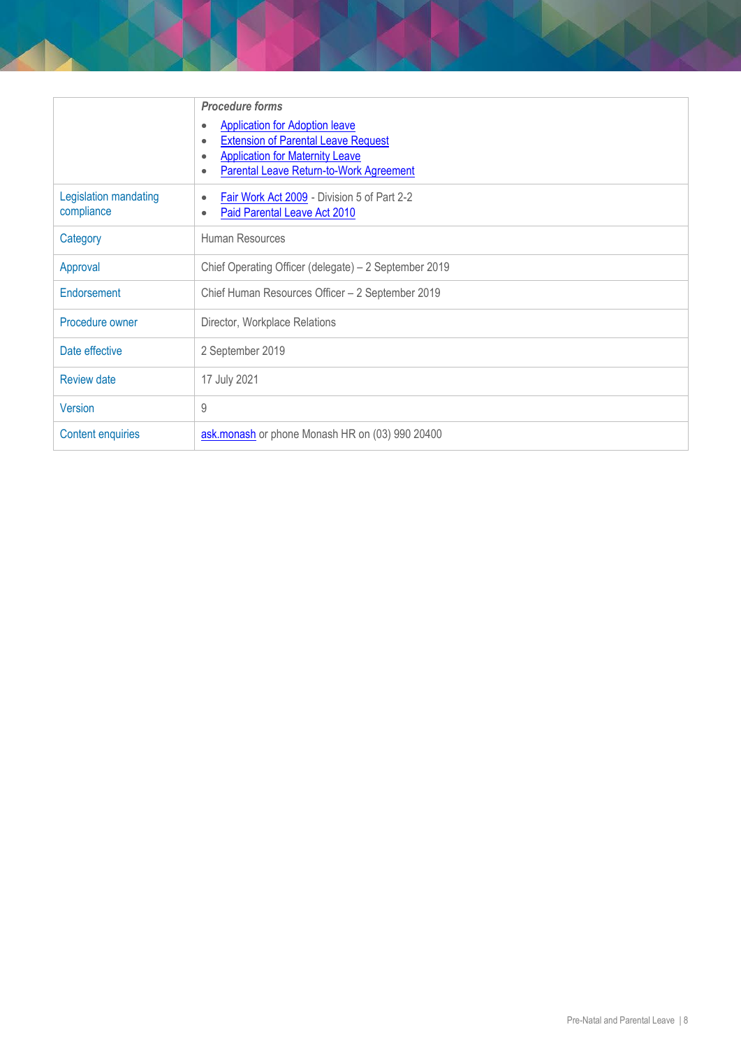| | |
|---|---|
| | ***Procedure forms***<br>• Application for Adoption leave<br>• Extension of Parental Leave Request<br>• Application for Maternity Leave<br>• Parental Leave Return-to-Work Agreement |
| Legislation mandating compliance | • Fair Work Act 2009 - Division 5 of Part 2-2<br>• Paid Parental Leave Act 2010 |
| Category | Human Resources |
| Approval | Chief Operating Officer (delegate) – 2 September 2019 |
| Endorsement | Chief Human Resources Officer – 2 September 2019 |
| Procedure owner | Director, Workplace Relations |
| Date effective | 2 September 2019 |
| Review date | 17 July 2021 |
| Version | 9 |
| Content enquiries | ask.monash or phone Monash HR on (03) 990 20400 |